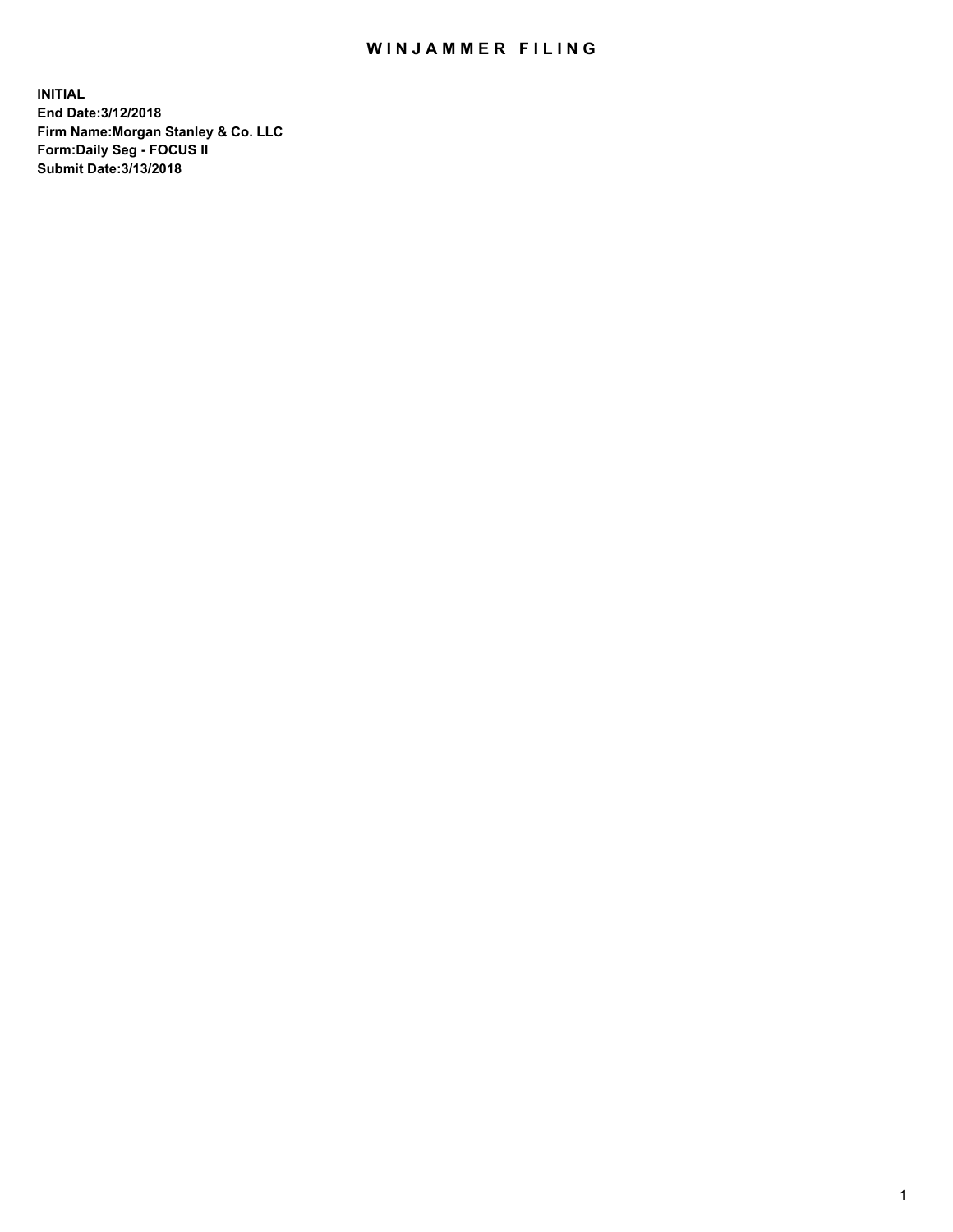# WINJAMMER FILING

**INITIAL**
**End Date:3/12/2018**
**Firm Name:Morgan Stanley & Co. LLC**
**Form:Daily Seg - FOCUS II**
**Submit Date:3/13/2018**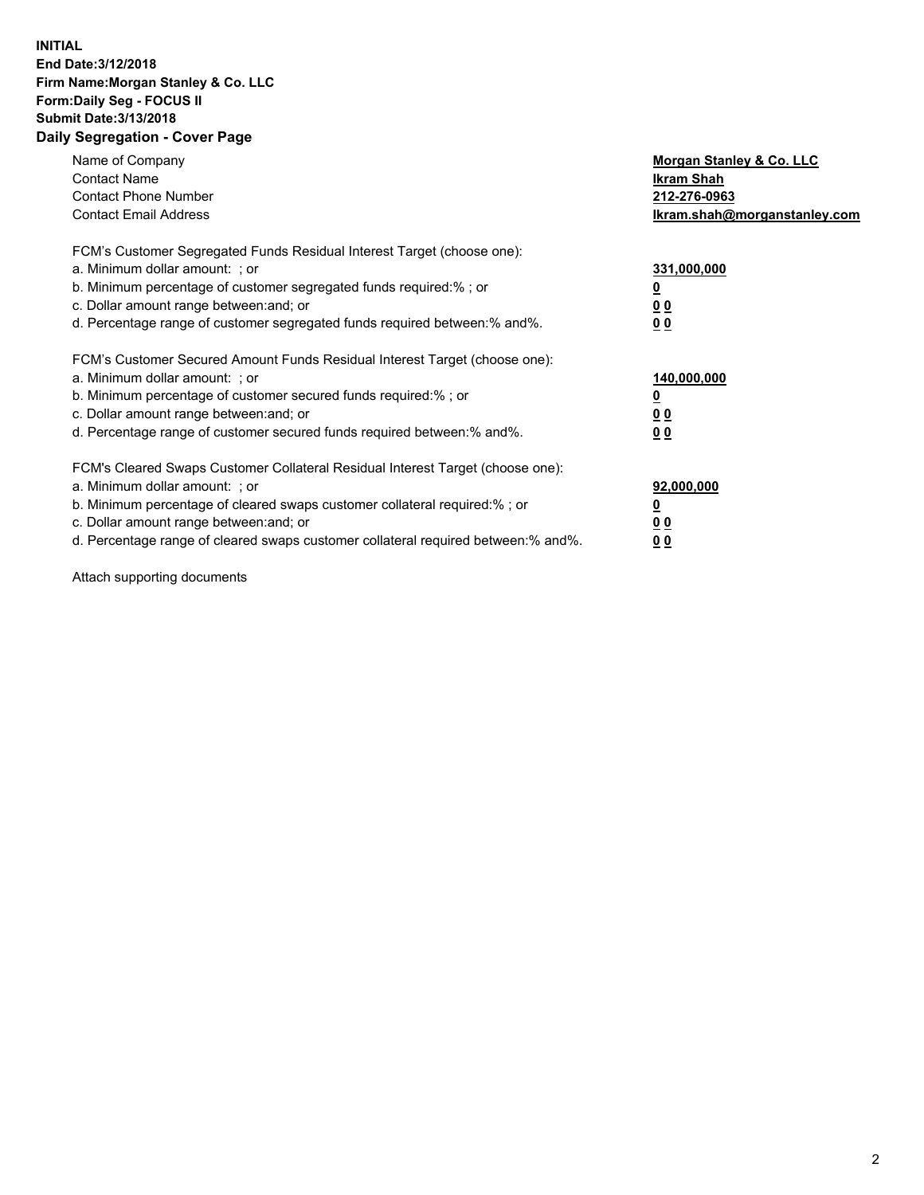**INITIAL**
**End Date:3/12/2018**
**Firm Name:Morgan Stanley & Co. LLC**
**Form:Daily Seg - FOCUS II**
**Submit Date:3/13/2018**
**Daily Segregation - Cover Page**

| | |
|---|---|
| Name of Company | **Morgan Stanley & Co. LLC** |
| Contact Name | **Ikram Shah** |
| Contact Phone Number | **212-276-0963** |
| Contact Email Address | **Ikram.shah@morganstanley.com** |

| | |
|---|---|
| FCM's Customer Segregated Funds Residual Interest Target (choose one): | |
| a. Minimum dollar amount: ; or | **331,000,000** |
| b. Minimum percentage of customer segregated funds required:% ; or | **0** |
| c. Dollar amount range between:and; or | **0 0** |
| d. Percentage range of customer segregated funds required between:% and%. | **0 0** |

| | |
|---|---|
| FCM's Customer Secured Amount Funds Residual Interest Target (choose one): | |
| a. Minimum dollar amount: ; or | **140,000,000** |
| b. Minimum percentage of customer secured funds required:% ; or | **0** |
| c. Dollar amount range between:and; or | **0 0** |
| d. Percentage range of customer secured funds required between:% and%. | **0 0** |

| | |
|---|---|
| FCM's Cleared Swaps Customer Collateral Residual Interest Target (choose one): | |
| a. Minimum dollar amount: ; or | **92,000,000** |
| b. Minimum percentage of cleared swaps customer collateral required:% ; or | **0** |
| c. Dollar amount range between:and; or | **0 0** |
| d. Percentage range of cleared swaps customer collateral required between:% and%. | **0 0** |

Attach supporting documents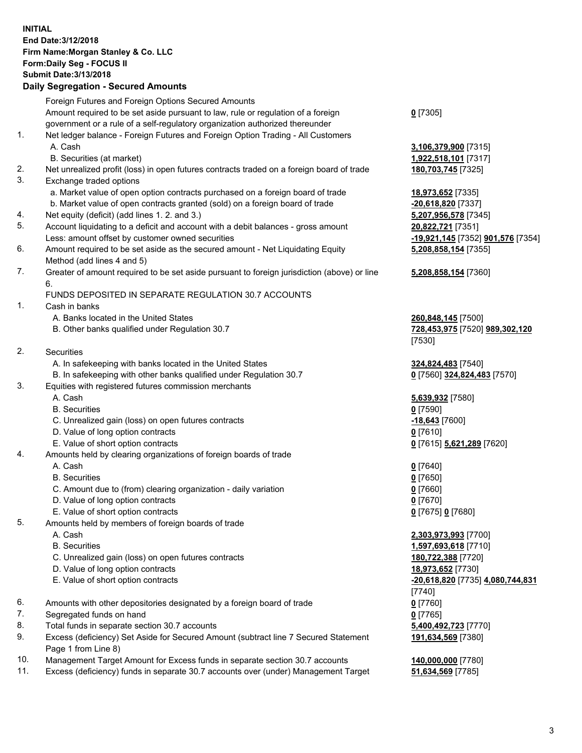**INITIAL**
**End Date:3/12/2018**
**Firm Name:Morgan Stanley & Co. LLC**
**Form:Daily Seg - FOCUS II**
**Submit Date:3/13/2018**

## Daily Segregation - Secured Amounts

| | | |
|---|---|---|
| | Foreign Futures and Foreign Options Secured Amounts | |
| | Amount required to be set aside pursuant to law, rule or regulation of a foreign government or a rule of a self-regulatory organization authorized thereunder | **0** [7305] |
| 1. | Net ledger balance - Foreign Futures and Foreign Option Trading - All Customers | |
| | A. Cash | **3,106,379,900** [7315] |
| | B. Securities (at market) | **1,922,518,101** [7317] |
| 2. | Net unrealized profit (loss) in open futures contracts traded on a foreign board of trade | **180,703,745** [7325] |
| 3. | Exchange traded options | |
| | a. Market value of open option contracts purchased on a foreign board of trade | **18,973,652** [7335] |
| | b. Market value of open contracts granted (sold) on a foreign board of trade | **-20,618,820** [7337] |
| 4. | Net equity (deficit) (add lines 1. 2. and 3.) | **5,207,956,578** [7345] |
| 5. | Account liquidating to a deficit and account with a debit balances - gross amount | **20,822,721** [7351] |
| | Less: amount offset by customer owned securities | **-19,921,145** [7352] **901,576** [7354] |
| 6. | Amount required to be set aside as the secured amount - Net Liquidating Equity Method (add lines 4 and 5) | **5,208,858,154** [7355] |
| 7. | Greater of amount required to be set aside pursuant to foreign jurisdiction (above) or line 6. | **5,208,858,154** [7360] |
| | FUNDS DEPOSITED IN SEPARATE REGULATION 30.7 ACCOUNTS | |
| 1. | Cash in banks | |
| | A. Banks located in the United States | **260,848,145** [7500] |
| | B. Other banks qualified under Regulation 30.7 | **728,453,975** [7520] **989,302,120** [7530] |
| 2. | Securities | |
| | A. In safekeeping with banks located in the United States | **324,824,483** [7540] |
| | B. In safekeeping with other banks qualified under Regulation 30.7 | **0** [7560] **324,824,483** [7570] |
| 3. | Equities with registered futures commission merchants | |
| | A. Cash | **5,639,932** [7580] |
| | B. Securities | **0** [7590] |
| | C. Unrealized gain (loss) on open futures contracts | **-18,643** [7600] |
| | D. Value of long option contracts | **0** [7610] |
| | E. Value of short option contracts | **0** [7615] **5,621,289** [7620] |
| 4. | Amounts held by clearing organizations of foreign boards of trade | |
| | A. Cash | **0** [7640] |
| | B. Securities | **0** [7650] |
| | C. Amount due to (from) clearing organization - daily variation | **0** [7660] |
| | D. Value of long option contracts | **0** [7670] |
| | E. Value of short option contracts | **0** [7675] **0** [7680] |
| 5. | Amounts held by members of foreign boards of trade | |
| | A. Cash | **2,303,973,993** [7700] |
| | B. Securities | **1,597,693,618** [7710] |
| | C. Unrealized gain (loss) on open futures contracts | **180,722,388** [7720] |
| | D. Value of long option contracts | **18,973,652** [7730] |
| | E. Value of short option contracts | **-20,618,820** [7735] **4,080,744,831** [7740] |
| 6. | Amounts with other depositories designated by a foreign board of trade | **0** [7760] |
| 7. | Segregated funds on hand | **0** [7765] |
| 8. | Total funds in separate section 30.7 accounts | **5,400,492,723** [7770] |
| 9. | Excess (deficiency) Set Aside for Secured Amount (subtract line 7 Secured Statement Page 1 from Line 8) | **191,634,569** [7380] |
| 10. | Management Target Amount for Excess funds in separate section 30.7 accounts | **140,000,000** [7780] |
| 11. | Excess (deficiency) funds in separate 30.7 accounts over (under) Management Target | **51,634,569** [7785] |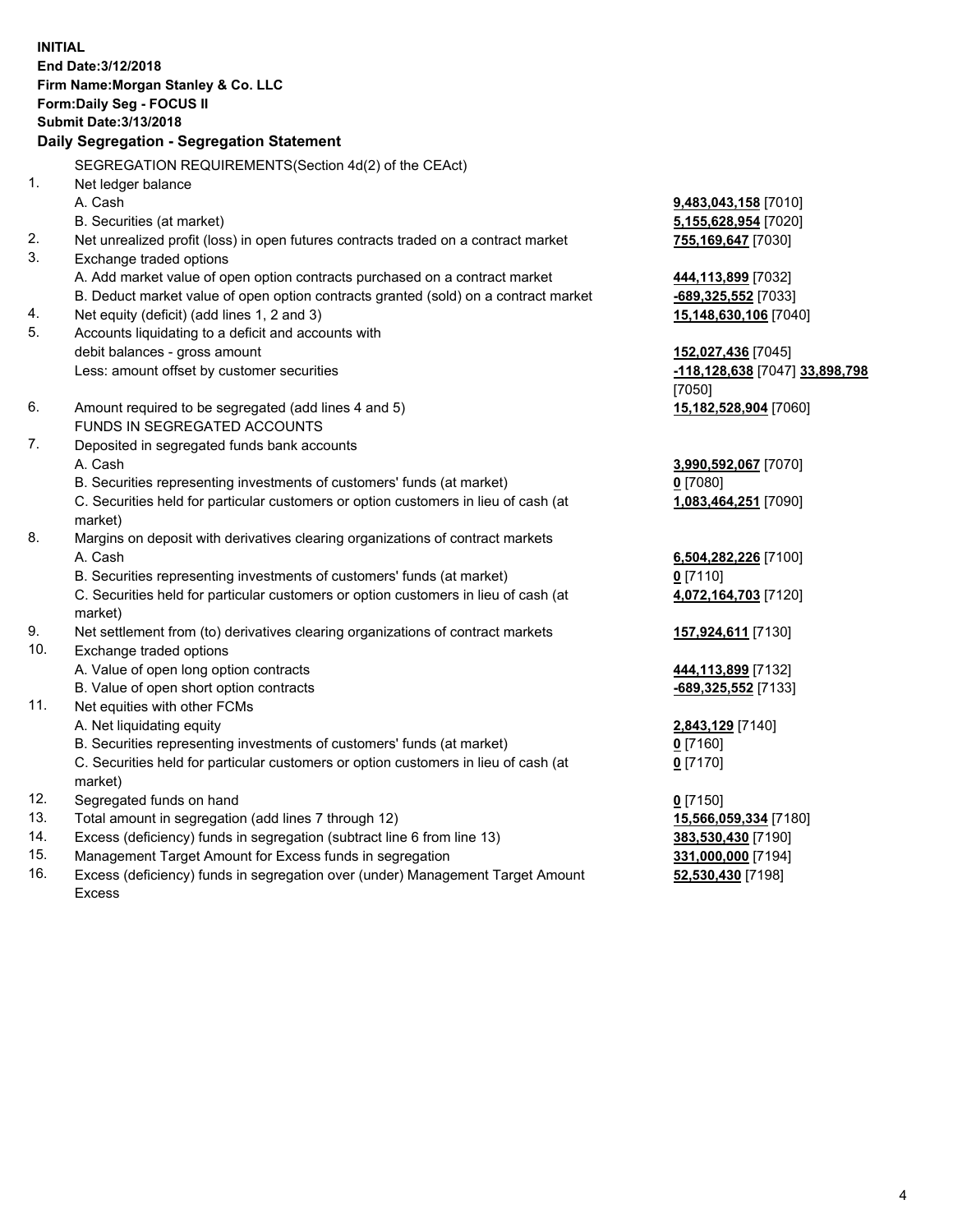**INITIAL**
**End Date:3/12/2018**
**Firm Name:Morgan Stanley & Co. LLC**
**Form:Daily Seg - FOCUS II**
**Submit Date:3/13/2018**

## Daily Segregation - Segregation Statement

SEGREGATION REQUIREMENTS(Section 4d(2) of the CEAct)

| | | |
|---|---|---|
| 1. | Net ledger balance | |
| | A. Cash | **9,483,043,158** [7010] |
| | B. Securities (at market) | **5,155,628,954** [7020] |
| 2. | Net unrealized profit (loss) in open futures contracts traded on a contract market | **755,169,647** [7030] |
| 3. | Exchange traded options | |
| | A. Add market value of open option contracts purchased on a contract market | **444,113,899** [7032] |
| | B. Deduct market value of open option contracts granted (sold) on a contract market | **-689,325,552** [7033] |
| 4. | Net equity (deficit) (add lines 1, 2 and 3) | **15,148,630,106** [7040] |
| 5. | Accounts liquidating to a deficit and accounts with debit balances - gross amount | **152,027,436** [7045] |
| | Less: amount offset by customer securities | **-118,128,638** [7047] **33,898,798** [7050] |
| 6. | Amount required to be segregated (add lines 4 and 5) | **15,182,528,904** [7060] |
| | FUNDS IN SEGREGATED ACCOUNTS | |
| 7. | Deposited in segregated funds bank accounts | |
| | A. Cash | **3,990,592,067** [7070] |
| | B. Securities representing investments of customers' funds (at market) | **0** [7080] |
| | C. Securities held for particular customers or option customers in lieu of cash (at market) | **1,083,464,251** [7090] |
| 8. | Margins on deposit with derivatives clearing organizations of contract markets | |
| | A. Cash | **6,504,282,226** [7100] |
| | B. Securities representing investments of customers' funds (at market) | **0** [7110] |
| | C. Securities held for particular customers or option customers in lieu of cash (at market) | **4,072,164,703** [7120] |
| 9. | Net settlement from (to) derivatives clearing organizations of contract markets | **157,924,611** [7130] |
| 10. | Exchange traded options | |
| | A. Value of open long option contracts | **444,113,899** [7132] |
| | B. Value of open short option contracts | **-689,325,552** [7133] |
| 11. | Net equities with other FCMs | |
| | A. Net liquidating equity | **2,843,129** [7140] |
| | B. Securities representing investments of customers' funds (at market) | **0** [7160] |
| | C. Securities held for particular customers or option customers in lieu of cash (at market) | **0** [7170] |
| 12. | Segregated funds on hand | **0** [7150] |
| 13. | Total amount in segregation (add lines 7 through 12) | **15,566,059,334** [7180] |
| 14. | Excess (deficiency) funds in segregation (subtract line 6 from line 13) | **383,530,430** [7190] |
| 15. | Management Target Amount for Excess funds in segregation | **331,000,000** [7194] |
| 16. | Excess (deficiency) funds in segregation over (under) Management Target Amount Excess | **52,530,430** [7198] |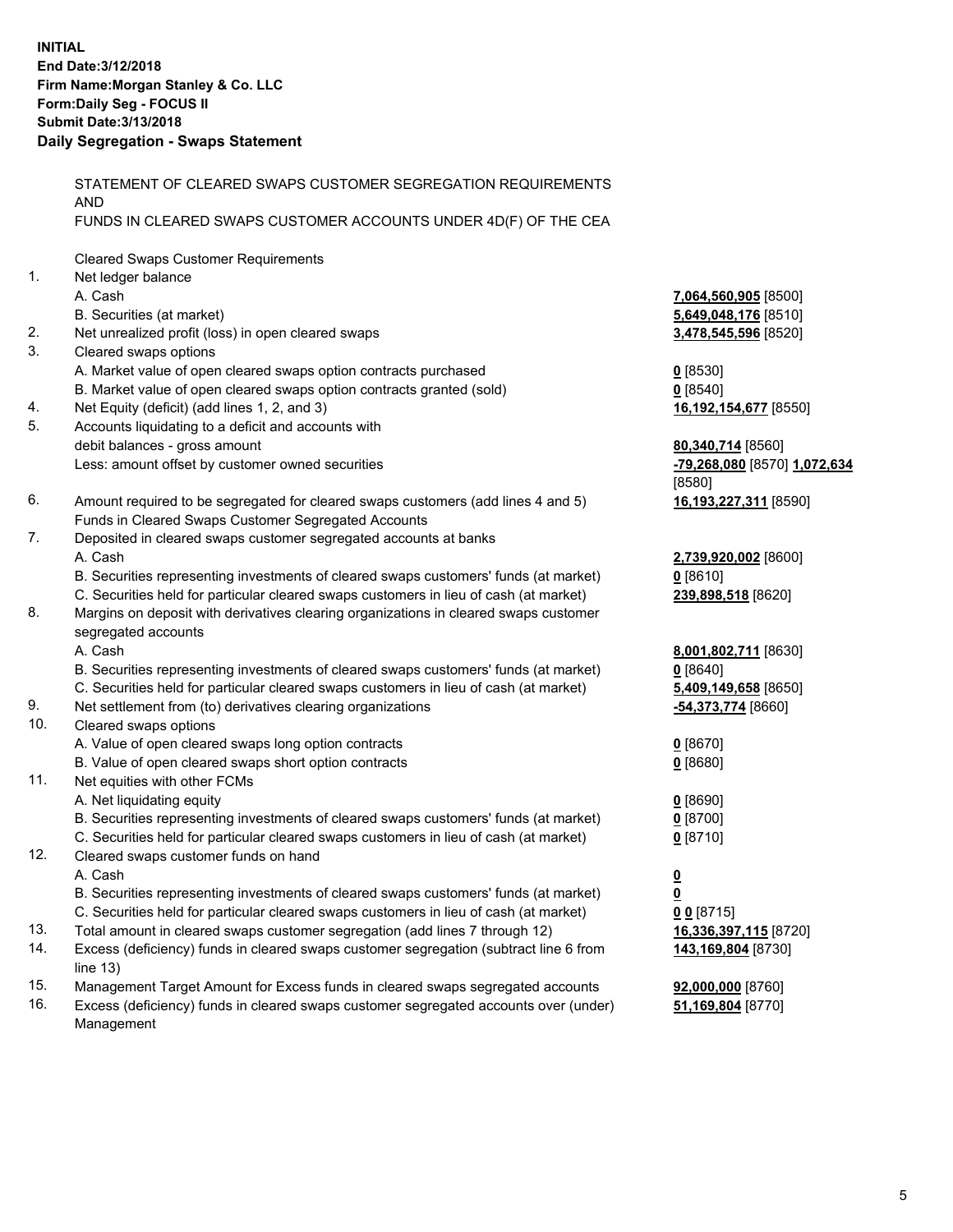**INITIAL**
**End Date:3/12/2018**
**Firm Name:Morgan Stanley & Co. LLC**
**Form:Daily Seg - FOCUS II**
**Submit Date:3/13/2018**
**Daily Segregation - Swaps Statement**

STATEMENT OF CLEARED SWAPS CUSTOMER SEGREGATION REQUIREMENTS AND FUNDS IN CLEARED SWAPS CUSTOMER ACCOUNTS UNDER 4D(F) OF THE CEA

| | | |
|---|---|---|
| | Cleared Swaps Customer Requirements | |
| 1. | Net ledger balance | |
| | A. Cash | **7,064,560,905** [8500] |
| | B. Securities (at market) | **5,649,048,176** [8510] |
| 2. | Net unrealized profit (loss) in open cleared swaps | **3,478,545,596** [8520] |
| 3. | Cleared swaps options | |
| | A. Market value of open cleared swaps option contracts purchased | **0** [8530] |
| | B. Market value of open cleared swaps option contracts granted (sold) | **0** [8540] |
| 4. | Net Equity (deficit) (add lines 1, 2, and 3) | **16,192,154,677** [8550] |
| 5. | Accounts liquidating to a deficit and accounts with debit balances - gross amount | **80,340,714** [8560] |
| | Less: amount offset by customer owned securities | **-79,268,080** [8570] **1,072,634** [8580] |
| 6. | Amount required to be segregated for cleared swaps customers (add lines 4 and 5) | **16,193,227,311** [8590] |
| | Funds in Cleared Swaps Customer Segregated Accounts | |
| 7. | Deposited in cleared swaps customer segregated accounts at banks | |
| | A. Cash | **2,739,920,002** [8600] |
| | B. Securities representing investments of cleared swaps customers' funds (at market) | **0** [8610] |
| | C. Securities held for particular cleared swaps customers in lieu of cash (at market) | **239,898,518** [8620] |
| 8. | Margins on deposit with derivatives clearing organizations in cleared swaps customer segregated accounts | |
| | A. Cash | **8,001,802,711** [8630] |
| | B. Securities representing investments of cleared swaps customers' funds (at market) | **0** [8640] |
| | C. Securities held for particular cleared swaps customers in lieu of cash (at market) | **5,409,149,658** [8650] |
| 9. | Net settlement from (to) derivatives clearing organizations | **-54,373,774** [8660] |
| 10. | Cleared swaps options | |
| | A. Value of open cleared swaps long option contracts | **0** [8670] |
| | B. Value of open cleared swaps short option contracts | **0** [8680] |
| 11. | Net equities with other FCMs | |
| | A. Net liquidating equity | **0** [8690] |
| | B. Securities representing investments of cleared swaps customers' funds (at market) | **0** [8700] |
| | C. Securities held for particular cleared swaps customers in lieu of cash (at market) | **0** [8710] |
| 12. | Cleared swaps customer funds on hand | |
| | A. Cash | **0** |
| | B. Securities representing investments of cleared swaps customers' funds (at market) | **0** |
| | C. Securities held for particular cleared swaps customers in lieu of cash (at market) | **0** **0** [8715] |
| 13. | Total amount in cleared swaps customer segregation (add lines 7 through 12) | **16,336,397,115** [8720] |
| 14. | Excess (deficiency) funds in cleared swaps customer segregation (subtract line 6 from line 13) | **143,169,804** [8730] |
| 15. | Management Target Amount for Excess funds in cleared swaps segregated accounts | **92,000,000** [8760] |
| 16. | Excess (deficiency) funds in cleared swaps customer segregated accounts over (under) Management | **51,169,804** [8770] |